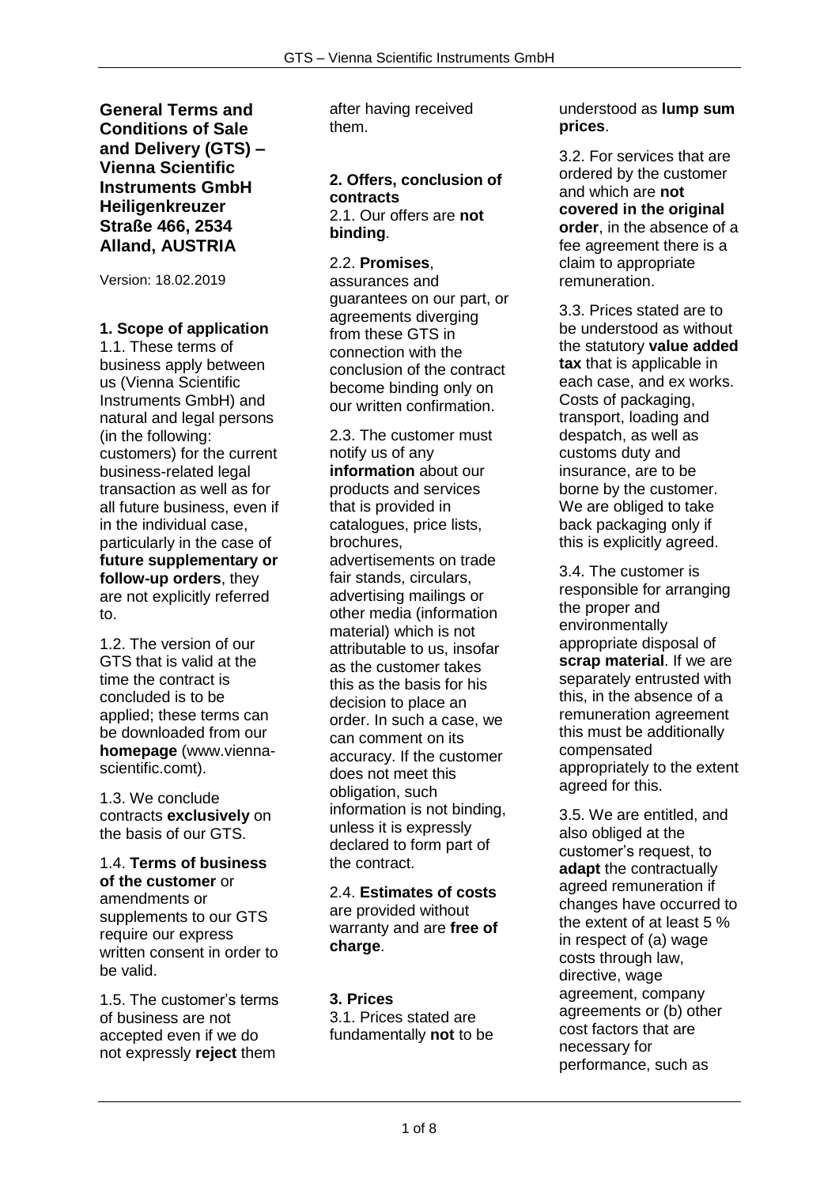# General Terms and Conditions of Sale and Delivery (GTS) – Vienna Scientific Instruments GmbH Heiligenkreuzer Straße 466, 2534 Alland, AUSTRIA

Version: 18.02.2019

## 1. Scope of application

1.1. These terms of business apply between us (Vienna Scientific Instruments GmbH) and natural and legal persons (in the following: customers) for the current business-related legal transaction as well as for all future business, even if in the individual case, particularly in the case of **future supplementary or follow-up orders**, they are not explicitly referred to.

1.2. The version of our GTS that is valid at the time the contract is concluded is to be applied; these terms can be downloaded from our **homepage** (www.vienna-scientific.comt).

1.3. We conclude contracts **exclusively** on the basis of our GTS.

1.4. **Terms of business of the customer** or amendments or supplements to our GTS require our express written consent in order to be valid.

1.5. The customer's terms of business are not accepted even if we do not expressly **reject** them after having received them.

## 2. Offers, conclusion of contracts

2.1. Our offers are **not binding**.

2.2. **Promises**, assurances and guarantees on our part, or agreements diverging from these GTS in connection with the conclusion of the contract become binding only on our written confirmation.

2.3. The customer must notify us of any **information** about our products and services that is provided in catalogues, price lists, brochures, advertisements on trade fair stands, circulars, advertising mailings or other media (information material) which is not attributable to us, insofar as the customer takes this as the basis for his decision to place an order. In such a case, we can comment on its accuracy. If the customer does not meet this obligation, such information is not binding, unless it is expressly declared to form part of the contract.

2.4. **Estimates of costs** are provided without warranty and are **free of charge**.

## 3. Prices

3.1. Prices stated are fundamentally **not** to be understood as **lump sum prices**.

3.2. For services that are ordered by the customer and which are **not covered in the original order**, in the absence of a fee agreement there is a claim to appropriate remuneration.

3.3. Prices stated are to be understood as without the statutory **value added tax** that is applicable in each case, and ex works. Costs of packaging, transport, loading and despatch, as well as customs duty and insurance, are to be borne by the customer. We are obliged to take back packaging only if this is explicitly agreed.

3.4. The customer is responsible for arranging the proper and environmentally appropriate disposal of **scrap material**. If we are separately entrusted with this, in the absence of a remuneration agreement this must be additionally compensated appropriately to the extent agreed for this.

3.5. We are entitled, and also obliged at the customer's request, to **adapt** the contractually agreed remuneration if changes have occurred to the extent of at least 5 % in respect of (a) wage costs through law, directive, wage agreement, company agreements or (b) other cost factors that are necessary for performance, such as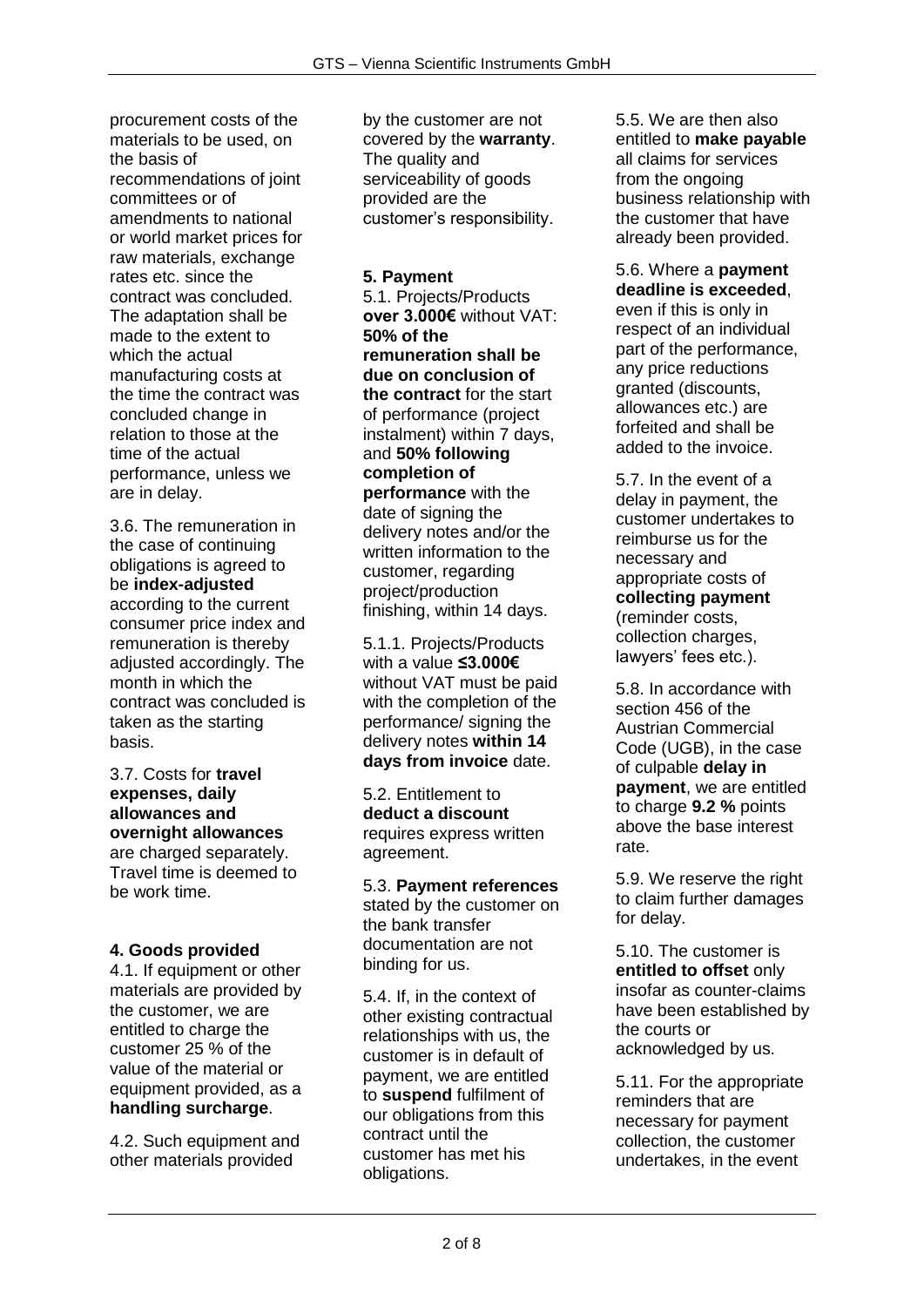procurement costs of the materials to be used, on the basis of recommendations of joint committees or of amendments to national or world market prices for raw materials, exchange rates etc. since the contract was concluded. The adaptation shall be made to the extent to which the actual manufacturing costs at the time the contract was concluded change in relation to those at the time of the actual performance, unless we are in delay.

3.6. The remuneration in the case of continuing obligations is agreed to be **index-adjusted** according to the current consumer price index and remuneration is thereby adjusted accordingly. The month in which the contract was concluded is taken as the starting basis.

3.7. Costs for **travel expenses, daily allowances and overnight allowances** are charged separately. Travel time is deemed to be work time.

**4. Goods provided**

4.1. If equipment or other materials are provided by the customer, we are entitled to charge the customer 25 % of the value of the material or equipment provided, as a **handling surcharge**.

4.2. Such equipment and other materials provided by the customer are not covered by the **warranty**. The quality and serviceability of goods provided are the customer's responsibility.

**5. Payment**

5.1. Projects/Products **over 3.000€** without VAT: **50% of the remuneration shall be due on conclusion of the contract** for the start of performance (project instalment) within 7 days, and **50% following completion of performance** with the date of signing the delivery notes and/or the written information to the customer, regarding project/production finishing, within 14 days.

5.1.1. Projects/Products with a value **≤3.000€** without VAT must be paid with the completion of the performance/ signing the delivery notes **within 14 days from invoice** date.

5.2. Entitlement to **deduct a discount** requires express written agreement.

5.3. **Payment references** stated by the customer on the bank transfer documentation are not binding for us.

5.4. If, in the context of other existing contractual relationships with us, the customer is in default of payment, we are entitled to **suspend** fulfilment of our obligations from this contract until the customer has met his obligations.

5.5. We are then also entitled to **make payable** all claims for services from the ongoing business relationship with the customer that have already been provided.

5.6. Where a **payment deadline is exceeded**, even if this is only in respect of an individual part of the performance, any price reductions granted (discounts, allowances etc.) are forfeited and shall be added to the invoice.

5.7. In the event of a delay in payment, the customer undertakes to reimburse us for the necessary and appropriate costs of **collecting payment** (reminder costs, collection charges, lawyers' fees etc.).

5.8. In accordance with section 456 of the Austrian Commercial Code (UGB), in the case of culpable **delay in payment**, we are entitled to charge **9.2 %** points above the base interest rate.

5.9. We reserve the right to claim further damages for delay.

5.10. The customer is **entitled to offset** only insofar as counter-claims have been established by the courts or acknowledged by us.

5.11. For the appropriate reminders that are necessary for payment collection, the customer undertakes, in the event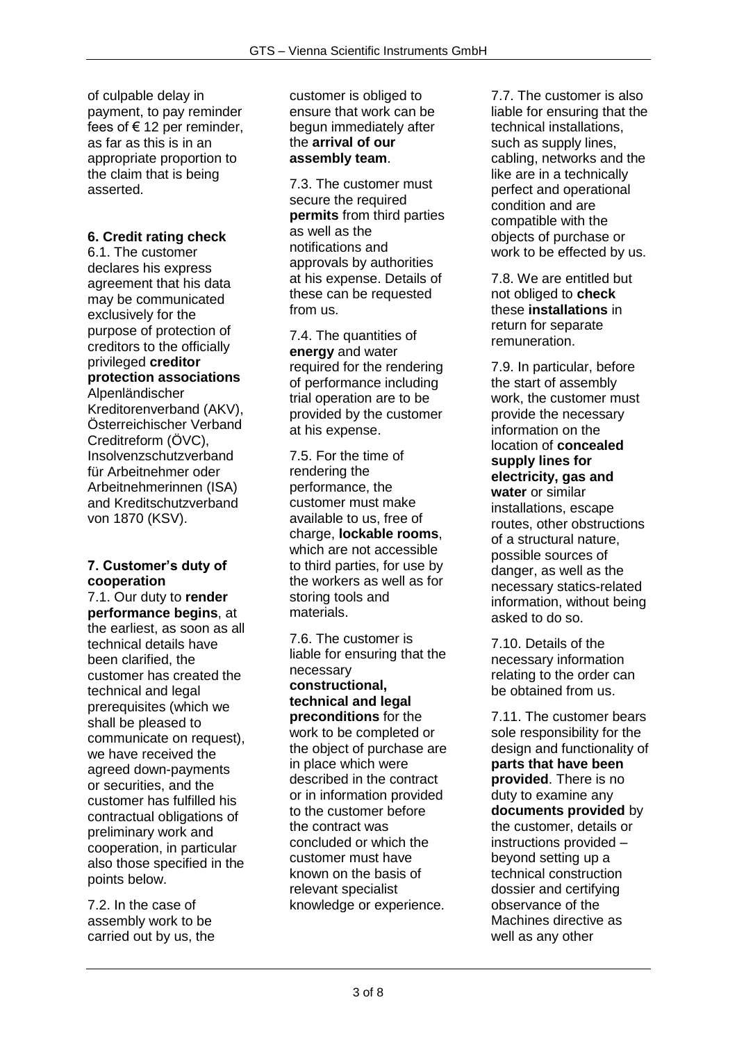of culpable delay in payment, to pay reminder fees of € 12 per reminder, as far as this is in an appropriate proportion to the claim that is being asserted.

**6. Credit rating check**

6.1. The customer declares his express agreement that his data may be communicated exclusively for the purpose of protection of creditors to the officially privileged **creditor protection associations** Alpenländischer Kreditorenverband (AKV), Österreichischer Verband Creditreform (ÖVC), Insolvenzschutzverband für Arbeitnehmer oder Arbeitnehmerinnen (ISA) and Kreditschutzverband von 1870 (KSV).

**7. Customer's duty of cooperation**

7.1. Our duty to **render performance begins**, at the earliest, as soon as all technical details have been clarified, the customer has created the technical and legal prerequisites (which we shall be pleased to communicate on request), we have received the agreed down-payments or securities, and the customer has fulfilled his contractual obligations of preliminary work and cooperation, in particular also those specified in the points below.

7.2. In the case of assembly work to be carried out by us, the customer is obliged to ensure that work can be begun immediately after the **arrival of our assembly team**.

7.3. The customer must secure the required **permits** from third parties as well as the notifications and approvals by authorities at his expense. Details of these can be requested from us.

7.4. The quantities of **energy** and water required for the rendering of performance including trial operation are to be provided by the customer at his expense.

7.5. For the time of rendering the performance, the customer must make available to us, free of charge, **lockable rooms**, which are not accessible to third parties, for use by the workers as well as for storing tools and materials.

7.6. The customer is liable for ensuring that the necessary **constructional, technical and legal preconditions** for the work to be completed or the object of purchase are in place which were described in the contract or in information provided to the customer before the contract was concluded or which the customer must have known on the basis of relevant specialist knowledge or experience.

7.7. The customer is also liable for ensuring that the technical installations, such as supply lines, cabling, networks and the like are in a technically perfect and operational condition and are compatible with the objects of purchase or work to be effected by us.

7.8. We are entitled but not obliged to **check** these **installations** in return for separate remuneration.

7.9. In particular, before the start of assembly work, the customer must provide the necessary information on the location of **concealed supply lines for electricity, gas and water** or similar installations, escape routes, other obstructions of a structural nature, possible sources of danger, as well as the necessary statics-related information, without being asked to do so.

7.10. Details of the necessary information relating to the order can be obtained from us.

7.11. The customer bears sole responsibility for the design and functionality of **parts that have been provided**. There is no duty to examine any **documents provided** by the customer, details or instructions provided – beyond setting up a technical construction dossier and certifying observance of the Machines directive as well as any other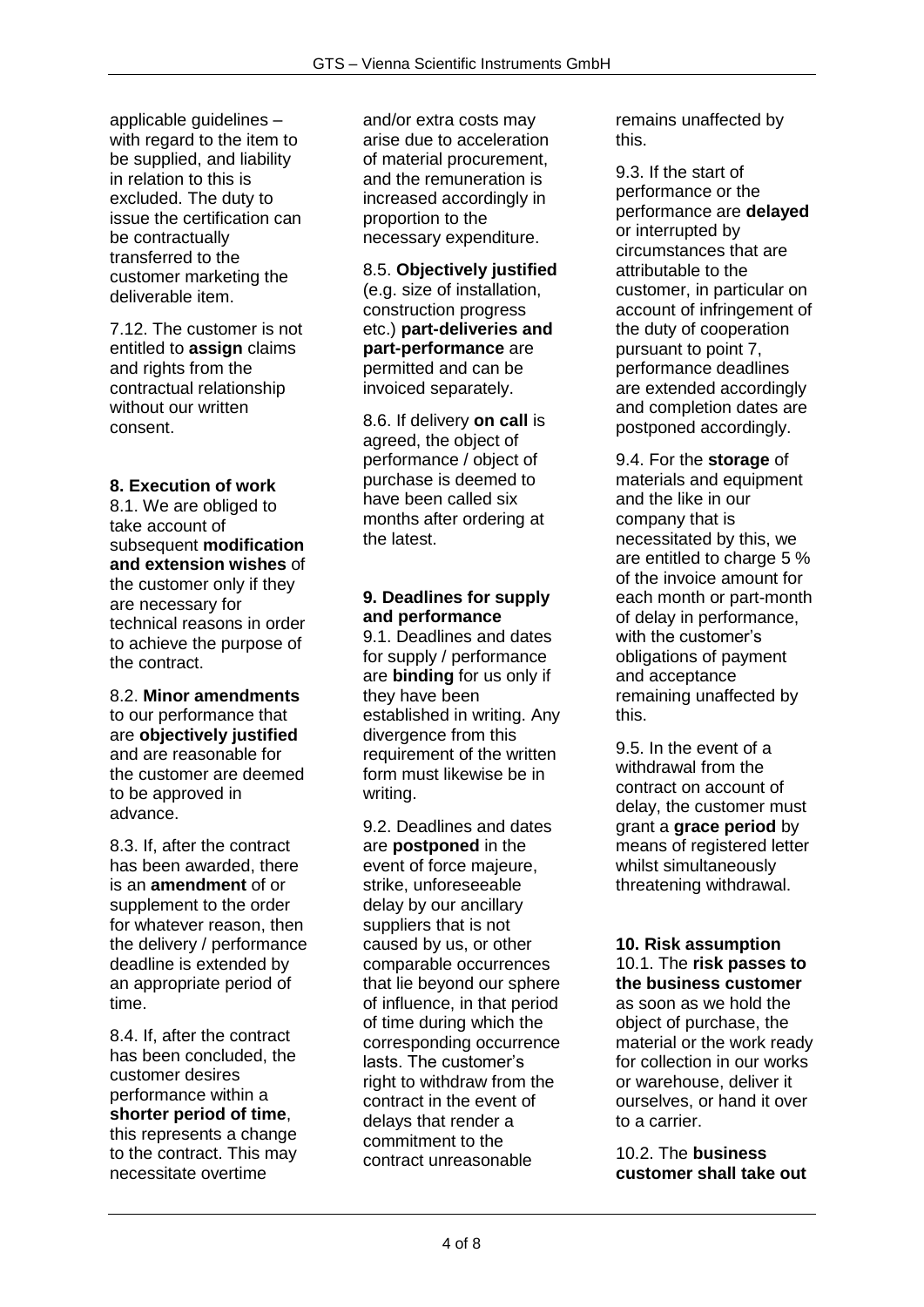applicable guidelines – with regard to the item to be supplied, and liability in relation to this is excluded. The duty to issue the certification can be contractually transferred to the customer marketing the deliverable item.

7.12. The customer is not entitled to **assign** claims and rights from the contractual relationship without our written consent.

**8. Execution of work**

8.1. We are obliged to take account of subsequent **modification and extension wishes** of the customer only if they are necessary for technical reasons in order to achieve the purpose of the contract.

8.2. **Minor amendments** to our performance that are **objectively justified** and are reasonable for the customer are deemed to be approved in advance.

8.3. If, after the contract has been awarded, there is an **amendment** of or supplement to the order for whatever reason, then the delivery / performance deadline is extended by an appropriate period of time.

8.4. If, after the contract has been concluded, the customer desires performance within a **shorter period of time**, this represents a change to the contract. This may necessitate overtime and/or extra costs may arise due to acceleration of material procurement, and the remuneration is increased accordingly in proportion to the necessary expenditure.

8.5. **Objectively justified** (e.g. size of installation, construction progress etc.) **part-deliveries and part-performance** are permitted and can be invoiced separately.

8.6. If delivery **on call** is agreed, the object of performance / object of purchase is deemed to have been called six months after ordering at the latest.

**9. Deadlines for supply and performance**

9.1. Deadlines and dates for supply / performance are **binding** for us only if they have been established in writing. Any divergence from this requirement of the written form must likewise be in writing.

9.2. Deadlines and dates are **postponed** in the event of force majeure, strike, unforeseeable delay by our ancillary suppliers that is not caused by us, or other comparable occurrences that lie beyond our sphere of influence, in that period of time during which the corresponding occurrence lasts. The customer's right to withdraw from the contract in the event of delays that render a commitment to the contract unreasonable remains unaffected by this.

9.3. If the start of performance or the performance are **delayed** or interrupted by circumstances that are attributable to the customer, in particular on account of infringement of the duty of cooperation pursuant to point 7, performance deadlines are extended accordingly and completion dates are postponed accordingly.

9.4. For the **storage** of materials and equipment and the like in our company that is necessitated by this, we are entitled to charge 5 % of the invoice amount for each month or part-month of delay in performance, with the customer's obligations of payment and acceptance remaining unaffected by this.

9.5. In the event of a withdrawal from the contract on account of delay, the customer must grant a **grace period** by means of registered letter whilst simultaneously threatening withdrawal.

**10. Risk assumption**

10.1. The **risk passes to the business customer** as soon as we hold the object of purchase, the material or the work ready for collection in our works or warehouse, deliver it ourselves, or hand it over to a carrier.

10.2. The **business customer shall take out**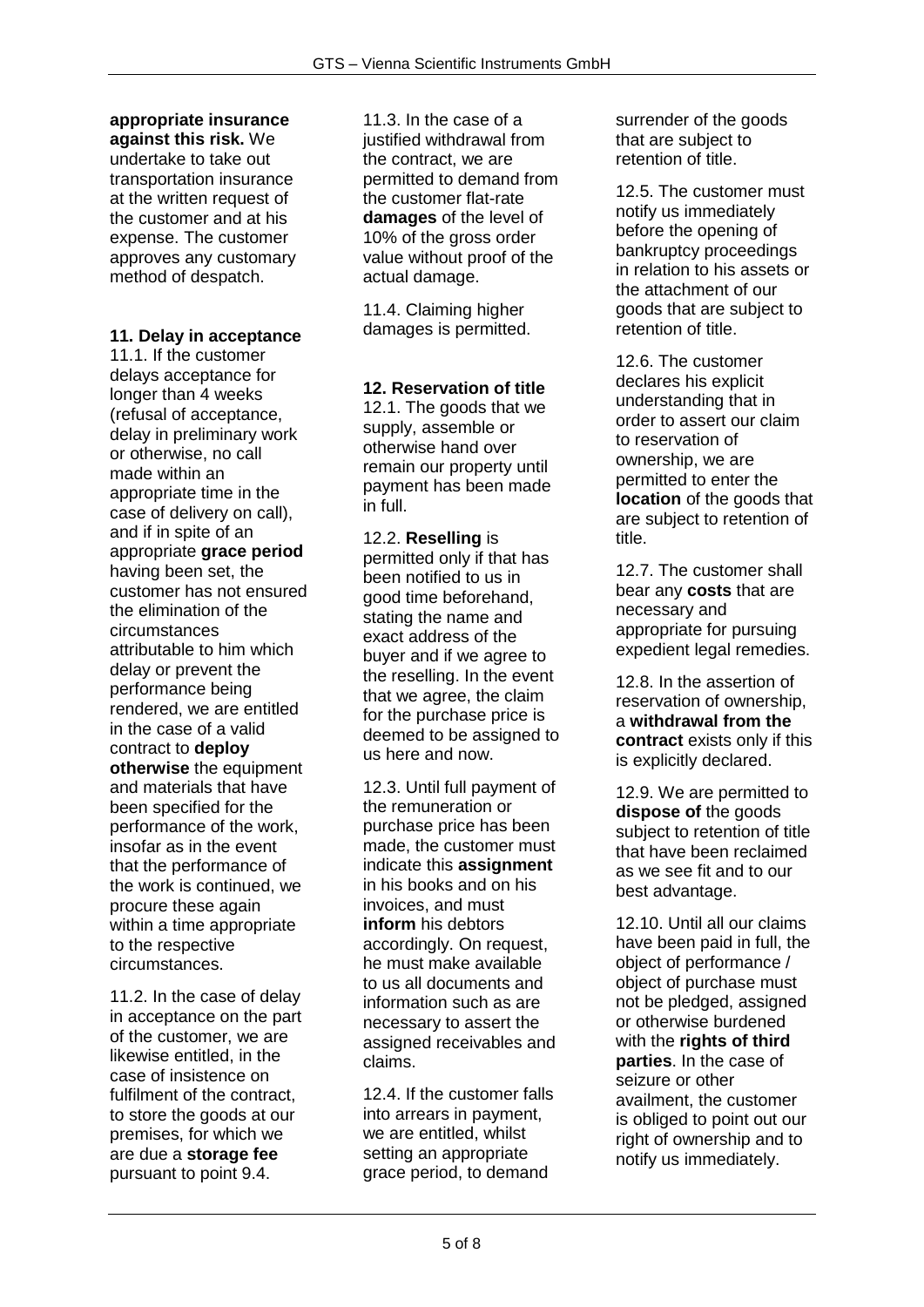**appropriate insurance against this risk.** We undertake to take out transportation insurance at the written request of the customer and at his expense. The customer approves any customary method of despatch.

## 11. Delay in acceptance

11.1. If the customer delays acceptance for longer than 4 weeks (refusal of acceptance, delay in preliminary work or otherwise, no call made within an appropriate time in the case of delivery on call), and if in spite of an appropriate **grace period** having been set, the customer has not ensured the elimination of the circumstances attributable to him which delay or prevent the performance being rendered, we are entitled in the case of a valid contract to **deploy otherwise** the equipment and materials that have been specified for the performance of the work, insofar as in the event that the performance of the work is continued, we procure these again within a time appropriate to the respective circumstances.

11.2. In the case of delay in acceptance on the part of the customer, we are likewise entitled, in the case of insistence on fulfilment of the contract, to store the goods at our premises, for which we are due a **storage fee** pursuant to point 9.4.

11.3. In the case of a justified withdrawal from the contract, we are permitted to demand from the customer flat-rate **damages** of the level of 10% of the gross order value without proof of the actual damage.

11.4. Claiming higher damages is permitted.

## 12. Reservation of title

12.1. The goods that we supply, assemble or otherwise hand over remain our property until payment has been made in full.

12.2. **Reselling** is permitted only if that has been notified to us in good time beforehand, stating the name and exact address of the buyer and if we agree to the reselling. In the event that we agree, the claim for the purchase price is deemed to be assigned to us here and now.

12.3. Until full payment of the remuneration or purchase price has been made, the customer must indicate this **assignment** in his books and on his invoices, and must **inform** his debtors accordingly. On request, he must make available to us all documents and information such as are necessary to assert the assigned receivables and claims.

12.4. If the customer falls into arrears in payment, we are entitled, whilst setting an appropriate grace period, to demand surrender of the goods that are subject to retention of title.

12.5. The customer must notify us immediately before the opening of bankruptcy proceedings in relation to his assets or the attachment of our goods that are subject to retention of title.

12.6. The customer declares his explicit understanding that in order to assert our claim to reservation of ownership, we are permitted to enter the **location** of the goods that are subject to retention of title.

12.7. The customer shall bear any **costs** that are necessary and appropriate for pursuing expedient legal remedies.

12.8. In the assertion of reservation of ownership, a **withdrawal from the contract** exists only if this is explicitly declared.

12.9. We are permitted to **dispose of** the goods subject to retention of title that have been reclaimed as we see fit and to our best advantage.

12.10. Until all our claims have been paid in full, the object of performance / object of purchase must not be pledged, assigned or otherwise burdened with the **rights of third parties**. In the case of seizure or other availment, the customer is obliged to point out our right of ownership and to notify us immediately.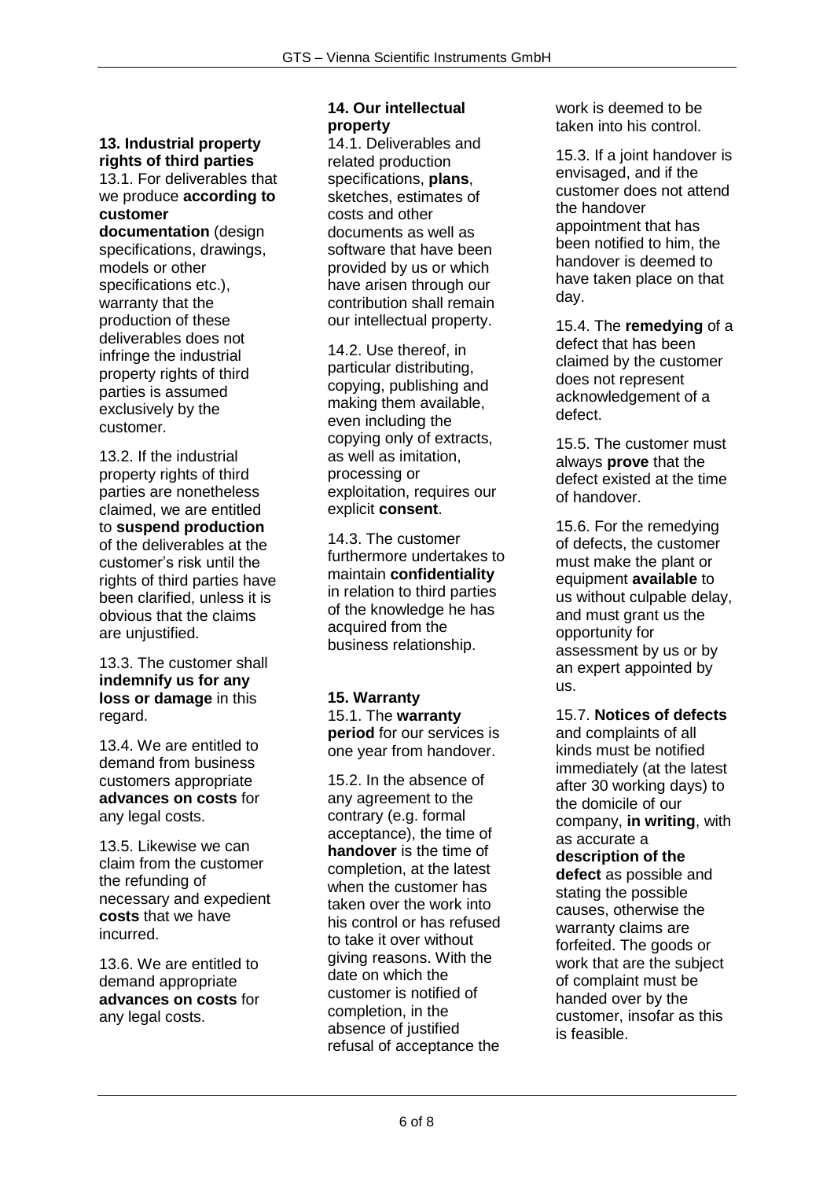### 13. Industrial property rights of third parties

13.1. For deliverables that we produce **according to customer documentation** (design specifications, drawings, models or other specifications etc.), warranty that the production of these deliverables does not infringe the industrial property rights of third parties is assumed exclusively by the customer.

13.2. If the industrial property rights of third parties are nonetheless claimed, we are entitled to **suspend production** of the deliverables at the customer's risk until the rights of third parties have been clarified, unless it is obvious that the claims are unjustified.

13.3. The customer shall **indemnify us for any loss or damage** in this regard.

13.4. We are entitled to demand from business customers appropriate **advances on costs** for any legal costs.

13.5. Likewise we can claim from the customer the refunding of necessary and expedient **costs** that we have incurred.

13.6. We are entitled to demand appropriate **advances on costs** for any legal costs.

### 14. Our intellectual property

14.1. Deliverables and related production specifications, **plans**, sketches, estimates of costs and other documents as well as software that have been provided by us or which have arisen through our contribution shall remain our intellectual property.

14.2. Use thereof, in particular distributing, copying, publishing and making them available, even including the copying only of extracts, as well as imitation, processing or exploitation, requires our explicit **consent**.

14.3. The customer furthermore undertakes to maintain **confidentiality** in relation to third parties of the knowledge he has acquired from the business relationship.

### 15. Warranty

15.1. The **warranty period** for our services is one year from handover.

15.2. In the absence of any agreement to the contrary (e.g. formal acceptance), the time of **handover** is the time of completion, at the latest when the customer has taken over the work into his control or has refused to take it over without giving reasons. With the date on which the customer is notified of completion, in the absence of justified refusal of acceptance the work is deemed to be taken into his control.

15.3. If a joint handover is envisaged, and if the customer does not attend the handover appointment that has been notified to him, the handover is deemed to have taken place on that day.

15.4. The **remedying** of a defect that has been claimed by the customer does not represent acknowledgement of a defect.

15.5. The customer must always **prove** that the defect existed at the time of handover.

15.6. For the remedying of defects, the customer must make the plant or equipment **available** to us without culpable delay, and must grant us the opportunity for assessment by us or by an expert appointed by us.

15.7. **Notices of defects** and complaints of all kinds must be notified immediately (at the latest after 30 working days) to the domicile of our company, **in writing**, with as accurate a **description of the defect** as possible and stating the possible causes, otherwise the warranty claims are forfeited. The goods or work that are the subject of complaint must be handed over by the customer, insofar as this is feasible.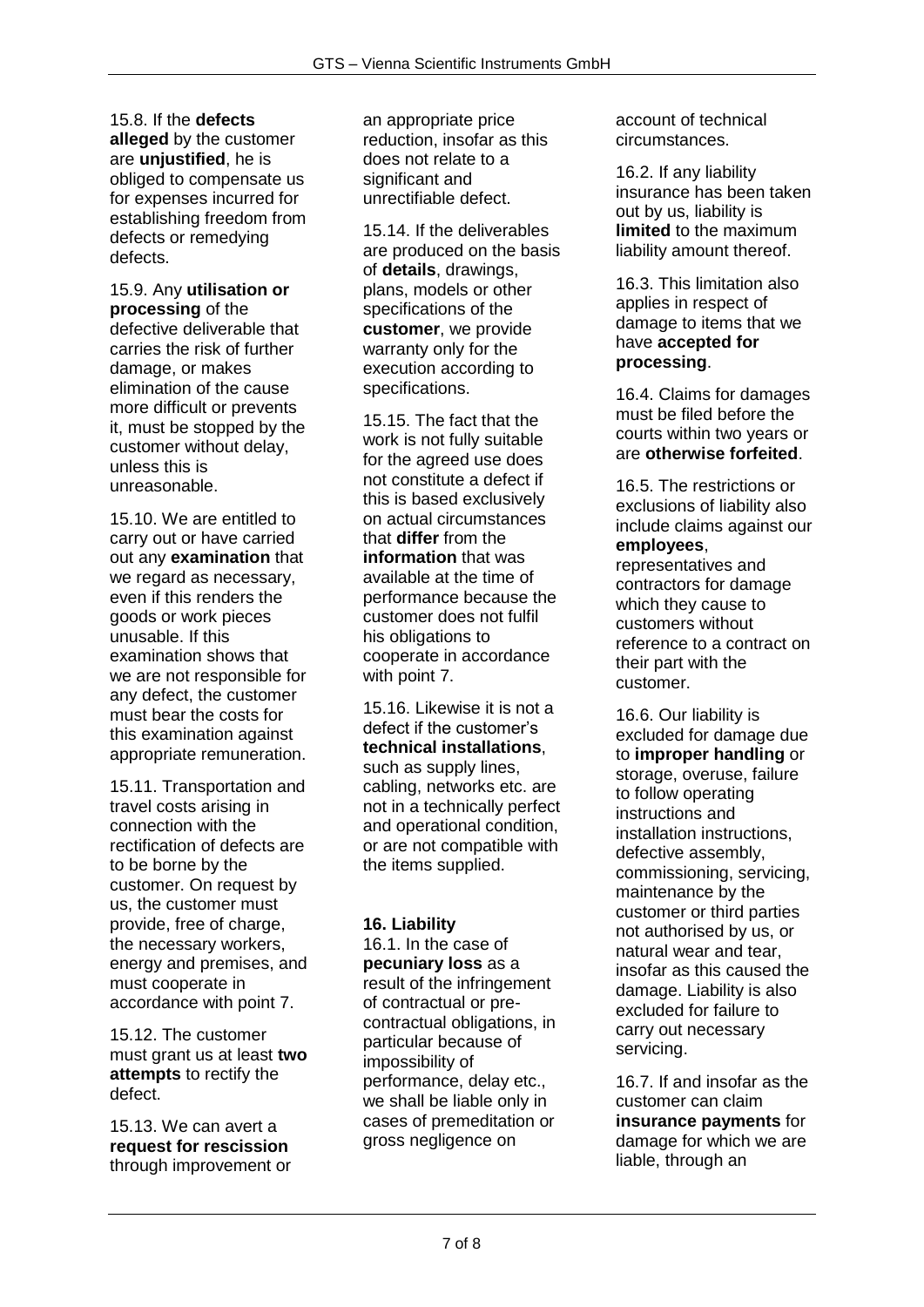15.8. If the **defects alleged** by the customer are **unjustified**, he is obliged to compensate us for expenses incurred for establishing freedom from defects or remedying defects.

15.9. Any **utilisation or processing** of the defective deliverable that carries the risk of further damage, or makes elimination of the cause more difficult or prevents it, must be stopped by the customer without delay, unless this is unreasonable.

15.10. We are entitled to carry out or have carried out any **examination** that we regard as necessary, even if this renders the goods or work pieces unusable. If this examination shows that we are not responsible for any defect, the customer must bear the costs for this examination against appropriate remuneration.

15.11. Transportation and travel costs arising in connection with the rectification of defects are to be borne by the customer. On request by us, the customer must provide, free of charge, the necessary workers, energy and premises, and must cooperate in accordance with point 7.

15.12. The customer must grant us at least **two attempts** to rectify the defect.

15.13. We can avert a **request for rescission** through improvement or an appropriate price reduction, insofar as this does not relate to a significant and unrectifiable defect.

15.14. If the deliverables are produced on the basis of **details**, drawings, plans, models or other specifications of the **customer**, we provide warranty only for the execution according to specifications.

15.15. The fact that the work is not fully suitable for the agreed use does not constitute a defect if this is based exclusively on actual circumstances that **differ** from the **information** that was available at the time of performance because the customer does not fulfil his obligations to cooperate in accordance with point 7.

15.16. Likewise it is not a defect if the customer's **technical installations**, such as supply lines, cabling, networks etc. are not in a technically perfect and operational condition, or are not compatible with the items supplied.

## 16. Liability

16.1. In the case of **pecuniary loss** as a result of the infringement of contractual or pre-contractual obligations, in particular because of impossibility of performance, delay etc., we shall be liable only in cases of premeditation or gross negligence on account of technical circumstances.

16.2. If any liability insurance has been taken out by us, liability is **limited** to the maximum liability amount thereof.

16.3. This limitation also applies in respect of damage to items that we have **accepted for processing**.

16.4. Claims for damages must be filed before the courts within two years or are **otherwise forfeited**.

16.5. The restrictions or exclusions of liability also include claims against our **employees**, representatives and contractors for damage which they cause to customers without reference to a contract on their part with the customer.

16.6. Our liability is excluded for damage due to **improper handling** or storage, overuse, failure to follow operating instructions and installation instructions, defective assembly, commissioning, servicing, maintenance by the customer or third parties not authorised by us, or natural wear and tear, insofar as this caused the damage. Liability is also excluded for failure to carry out necessary servicing.

16.7. If and insofar as the customer can claim **insurance payments** for damage for which we are liable, through an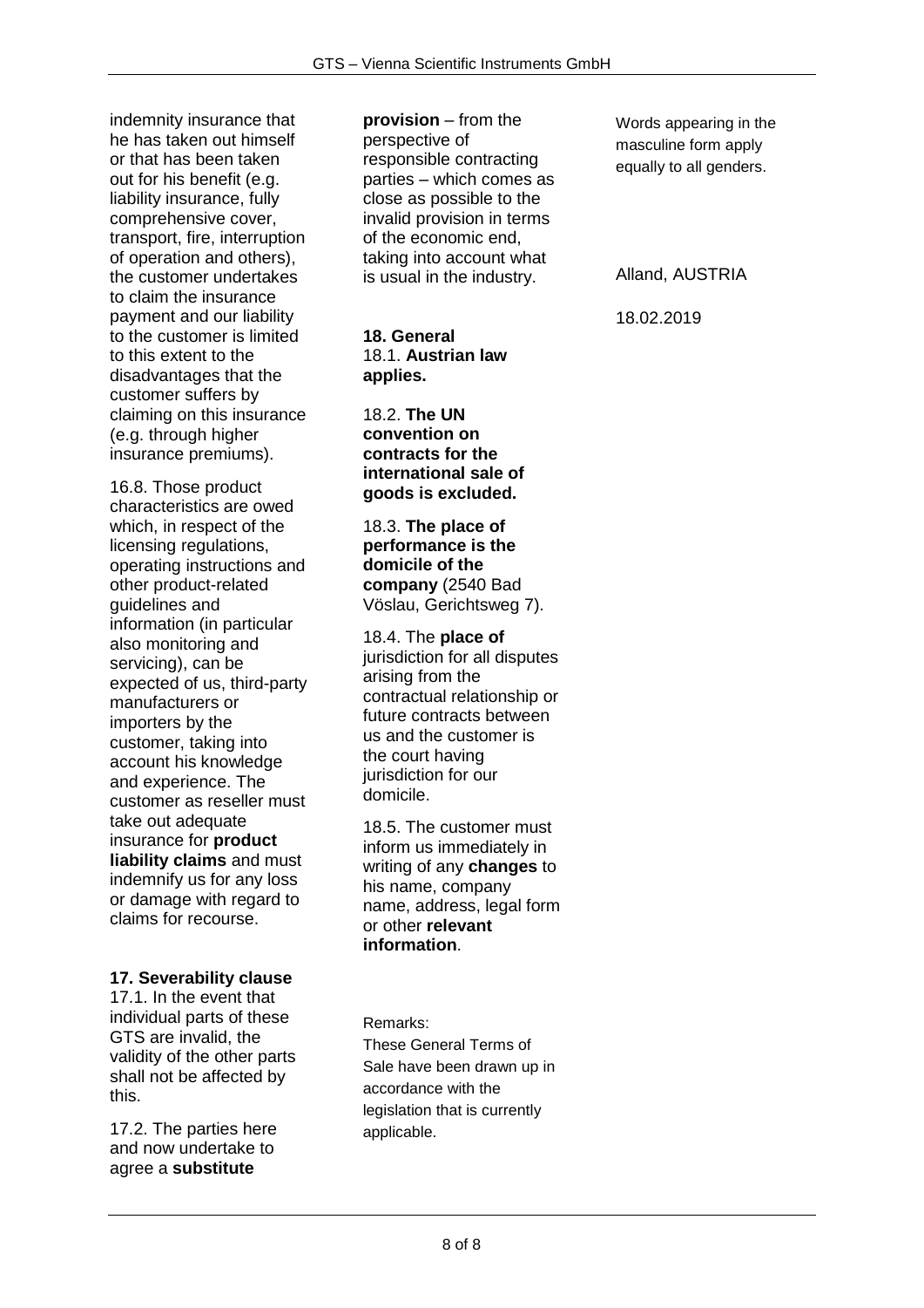indemnity insurance that he has taken out himself or that has been taken out for his benefit (e.g. liability insurance, fully comprehensive cover, transport, fire, interruption of operation and others), the customer undertakes to claim the insurance payment and our liability to the customer is limited to this extent to the disadvantages that the customer suffers by claiming on this insurance (e.g. through higher insurance premiums).

16.8. Those product characteristics are owed which, in respect of the licensing regulations, operating instructions and other product-related guidelines and information (in particular also monitoring and servicing), can be expected of us, third-party manufacturers or importers by the customer, taking into account his knowledge and experience. The customer as reseller must take out adequate insurance for **product liability claims** and must indemnify us for any loss or damage with regard to claims for recourse.

**17. Severability clause**

17.1. In the event that individual parts of these GTS are invalid, the validity of the other parts shall not be affected by this.

17.2. The parties here and now undertake to agree a **substitute provision** – from the perspective of responsible contracting parties – which comes as close as possible to the invalid provision in terms of the economic end, taking into account what is usual in the industry.

**18. General**

18.1. **Austrian law applies.**

18.2. **The UN convention on contracts for the international sale of goods is excluded.**

18.3. **The place of performance is the domicile of the company** (2540 Bad Vöslau, Gerichtsweg 7).

18.4. The **place of** jurisdiction for all disputes arising from the contractual relationship or future contracts between us and the customer is the court having jurisdiction for our domicile.

18.5. The customer must inform us immediately in writing of any **changes** to his name, company name, address, legal form or other **relevant information**.

Remarks:
These General Terms of Sale have been drawn up in accordance with the legislation that is currently applicable.

Words appearing in the masculine form apply equally to all genders.

Alland, AUSTRIA

18.02.2019